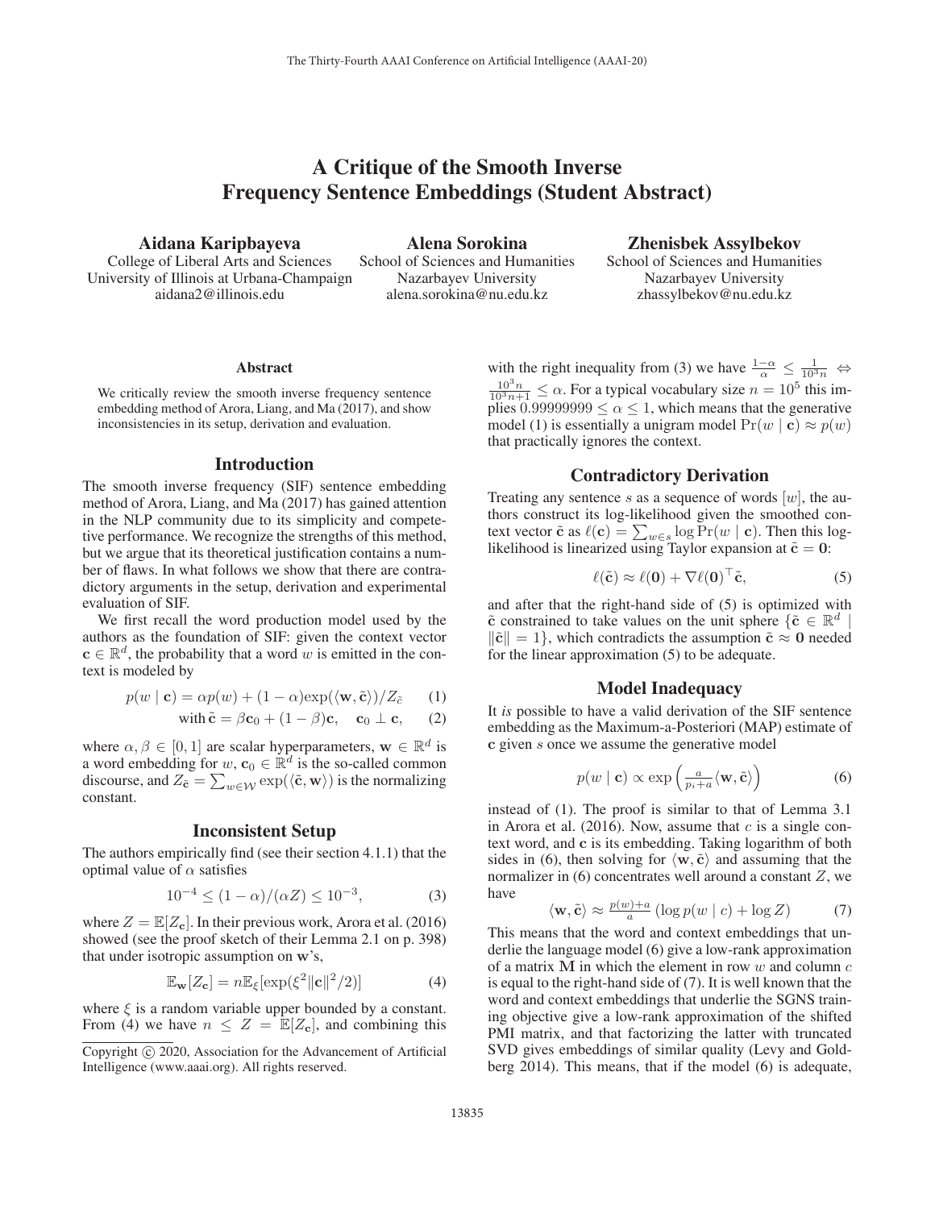# A Critique of the Smooth Inverse Frequency Sentence Embeddings (Student Abstract)

**Aidana Karipbayeva**
College of Liberal Arts and Sciences
University of Illinois at Urbana-Champaign
aidana2@illinois.edu

**Alena Sorokina**
School of Sciences and Humanities
Nazarbayev University
alena.sorokina@nu.edu.kz

**Zhenisbek Assylbekov**
School of Sciences and Humanities
Nazarbayev University
zhassylbekov@nu.edu.kz

### Abstract

We critically review the smooth inverse frequency sentence embedding method of Arora, Liang, and Ma (2017), and show inconsistencies in its setup, derivation and evaluation.

## Introduction

The smooth inverse frequency (SIF) sentence embedding method of Arora, Liang, and Ma (2017) has gained attention in the NLP community due to its simplicity and competetive performance. We recognize the strengths of this method, but we argue that its theoretical justification contains a number of flaws. In what follows we show that there are contradictory arguments in the setup, derivation and experimental evaluation of SIF.

We first recall the word production model used by the authors as the foundation of SIF: given the context vector $\mathbf{c} \in \mathbb{R}^d$, the probability that a word $w$ is emitted in the context is modeled by

$$p(w \mid \mathbf{c}) = \alpha p(w) + (1-\alpha)\exp(\langle \mathbf{w}, \tilde{\mathbf{c}} \rangle)/Z_{\tilde{c}} \qquad (1)$$

$$\text{with } \tilde{\mathbf{c}} = \beta \mathbf{c}_0 + (1-\beta)\mathbf{c}, \quad \mathbf{c}_0 \perp \mathbf{c}, \qquad (2)$$

where $\alpha, \beta \in [0,1]$ are scalar hyperparameters, $\mathbf{w} \in \mathbb{R}^d$ is a word embedding for $w$, $\mathbf{c}_0 \in \mathbb{R}^d$ is the so-called common discourse, and $Z_{\tilde{\mathbf{c}}} = \sum_{w \in \mathcal{W}} \exp(\langle \tilde{\mathbf{c}}, \mathbf{w} \rangle)$ is the normalizing constant.

## Inconsistent Setup

The authors empirically find (see their section 4.1.1) that the optimal value of $\alpha$ satisfies

$$10^{-4} \leq (1-\alpha)/(\alpha Z) \leq 10^{-3}, \qquad (3)$$

where $Z = \mathbb{E}[Z_{\mathbf{c}}]$. In their previous work, Arora et al. (2016) showed (see the proof sketch of their Lemma 2.1 on p. 398) that under isotropic assumption on $\mathbf{w}$'s,

$$\mathbb{E}_{\mathbf{w}}[Z_{\mathbf{c}}] = n \mathbb{E}_{\xi}[\exp(\xi^2 \|\mathbf{c}\|^2/2)] \qquad (4)$$

where $\xi$ is a random variable upper bounded by a constant. From (4) we have $n \leq Z = \mathbb{E}[Z_{\mathbf{c}}]$, and combining this with the right inequality from (3) we have $\frac{1-\alpha}{\alpha} \leq \frac{1}{10^3 n} \Leftrightarrow \frac{10^3 n}{10^3 n + 1} \leq \alpha$. For a typical vocabulary size $n = 10^5$ this implies $0.99999999 \leq \alpha \leq 1$, which means that the generative model (1) is essentially a unigram model $\Pr(w \mid \mathbf{c}) \approx p(w)$ that practically ignores the context.

## Contradictory Derivation

Treating any sentence $s$ as a sequence of words $[w]$, the authors construct its log-likelihood given the smoothed context vector $\tilde{\mathbf{c}}$ as $\ell(\mathbf{c}) = \sum_{w \in s} \log \Pr(w \mid \mathbf{c})$. Then this log-likelihood is linearized using Taylor expansion at $\tilde{\mathbf{c}} = \mathbf{0}$:

$$\ell(\tilde{\mathbf{c}}) \approx \ell(\mathbf{0}) + \nabla \ell(\mathbf{0})^\top \tilde{\mathbf{c}}, \qquad (5)$$

and after that the right-hand side of (5) is optimized with $\tilde{\mathbf{c}}$ constrained to take values on the unit sphere $\{\tilde{\mathbf{c}} \in \mathbb{R}^d \mid \|\tilde{\mathbf{c}}\| = 1\}$, which contradicts the assumption $\tilde{\mathbf{c}} \approx \mathbf{0}$ needed for the linear approximation (5) to be adequate.

## Model Inadequacy

It *is* possible to have a valid derivation of the SIF sentence embedding as the Maximum-a-Posteriori (MAP) estimate of $\mathbf{c}$ given $s$ once we assume the generative model

$$p(w \mid \mathbf{c}) \propto \exp\left(\tfrac{a}{p_i + a} \langle \mathbf{w}, \tilde{\mathbf{c}} \rangle\right) \qquad (6)$$

instead of (1). The proof is similar to that of Lemma 3.1 in Arora et al. (2016). Now, assume that $c$ is a single context word, and $\mathbf{c}$ is its embedding. Taking logarithm of both sides in (6), then solving for $\langle \mathbf{w}, \tilde{\mathbf{c}} \rangle$ and assuming that the normalizer in (6) concentrates well around a constant $Z$, we have

$$\langle \mathbf{w}, \tilde{\mathbf{c}} \rangle \approx \tfrac{p(w)+a}{a} \left(\log p(w \mid c) + \log Z\right) \qquad (7)$$

This means that the word and context embeddings that underlie the language model (6) give a low-rank approximation of a matrix $\mathbf{M}$ in which the element in row $w$ and column $c$ is equal to the right-hand side of (7). It is well known that the word and context embeddings that underlie the SGNS training objective give a low-rank approximation of the shifted PMI matrix, and that factorizing the latter with truncated SVD gives embeddings of similar quality (Levy and Goldberg 2014). This means, that if the model (6) is adequate,

Copyright © 2020, Association for the Advancement of Artificial Intelligence (www.aaai.org). All rights reserved.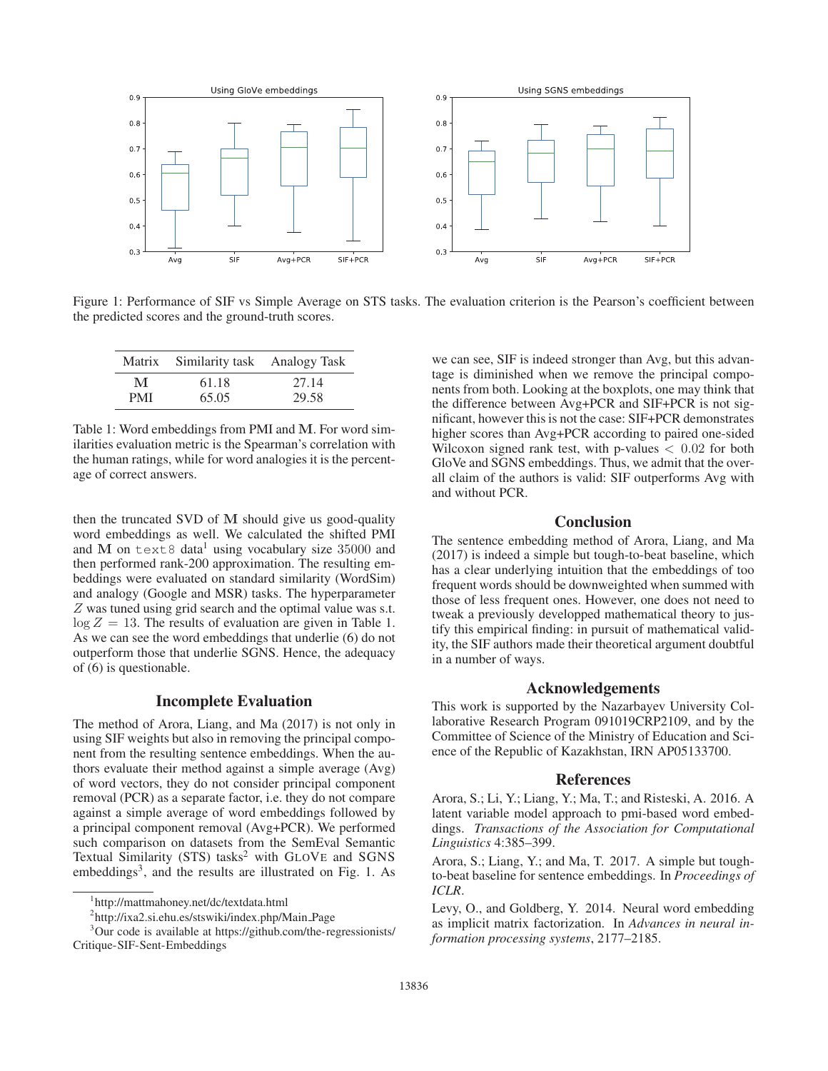Using GloVe embeddings

0.9
0.8
0.7
0.6
0.5
0.4
0.3

Avg SIF Avg+PCR SIF+PCR

Using SGNS embeddings

0.9
0.8
0.7
0.6
0.5
0.4
0.3

Avg SIF Avg+PCR SIF+PCR

Figure 1: Performance of SIF vs Simple Average on STS tasks. The evaluation criterion is the Pearson's coefficient between the predicted scores and the ground-truth scores.

| Matrix | Similarity task | Analogy Task |
|---|---|---|
| $\mathbf{M}$ | 61.18 | 27.14 |
| PMI | 65.05 | 29.58 |

Table 1: Word embeddings from PMI and $\mathbf{M}$. For word similarities evaluation metric is the Spearman's correlation with the human ratings, while for word analogies it is the percentage of correct answers.

then the truncated SVD of $\mathbf{M}$ should give us good-quality word embeddings as well. We calculated the shifted PMI and $\mathbf{M}$ on `text8` data[1] using vocabulary size $35000$ and then performed rank-200 approximation. The resulting embeddings were evaluated on standard similarity (WordSim) and analogy (Google and MSR) tasks. The hyperparameter $Z$ was tuned using grid search and the optimal value was s.t. $\log Z = 13$. The results of evaluation are given in Table 1. As we can see the word embeddings that underlie (6) do not outperform those that underlie SGNS. Hence, the adequacy of (6) is questionable.

## Incomplete Evaluation

The method of Arora, Liang, and Ma (2017) is not only in using SIF weights but also in removing the principal component from the resulting sentence embeddings. When the authors evaluate their method against a simple average (Avg) of word vectors, they do not consider principal component removal (PCR) as a separate factor, i.e. they do not compare against a simple average of word embeddings followed by a principal component removal (Avg+PCR). We performed such comparison on datasets from the SemEval Semantic Textual Similarity (STS) tasks[2] with GLOVE and SGNS embeddings[3], and the results are illustrated on Fig. 1. As we can see, SIF is indeed stronger than Avg, but this advantage is diminished when we remove the principal components from both. Looking at the boxplots, one may think that the difference between Avg+PCR and SIF+PCR is not significant, however this is not the case: SIF+PCR demonstrates higher scores than Avg+PCR according to paired one-sided Wilcoxon signed rank test, with p-values $< 0.02$ for both GloVe and SGNS embeddings. Thus, we admit that the overall claim of the authors is valid: SIF outperforms Avg with and without PCR.

## Conclusion

The sentence embedding method of Arora, Liang, and Ma (2017) is indeed a simple but tough-to-beat baseline, which has a clear underlying intuition that the embeddings of too frequent words should be downweighted when summed with those of less frequent ones. However, one does not need to tweak a previously developped mathematical theory to justify this empirical finding: in pursuit of mathematical validity, the SIF authors made their theoretical argument doubtful in a number of ways.

## Acknowledgements

This work is supported by the Nazarbayev University Collaborative Research Program 091019CRP2109, and by the Committee of Science of the Ministry of Education and Science of the Republic of Kazakhstan, IRN AP05133700.

## References

Arora, S.; Li, Y.; Liang, Y.; Ma, T.; and Risteski, A. 2016. A latent variable model approach to pmi-based word embeddings. *Transactions of the Association for Computational Linguistics* 4:385–399.

Arora, S.; Liang, Y.; and Ma, T. 2017. A simple but tough-to-beat baseline for sentence embeddings. In *Proceedings of ICLR*.

Levy, O., and Goldberg, Y. 2014. Neural word embedding as implicit matrix factorization. In *Advances in neural information processing systems*, 2177–2185.

[1] http://mattmahoney.net/dc/textdata.html

[2] http://ixa2.si.ehu.es/stswiki/index.php/Main_Page

[3] Our code is available at https://github.com/the-regressionists/Critique-SIF-Sent-Embeddings